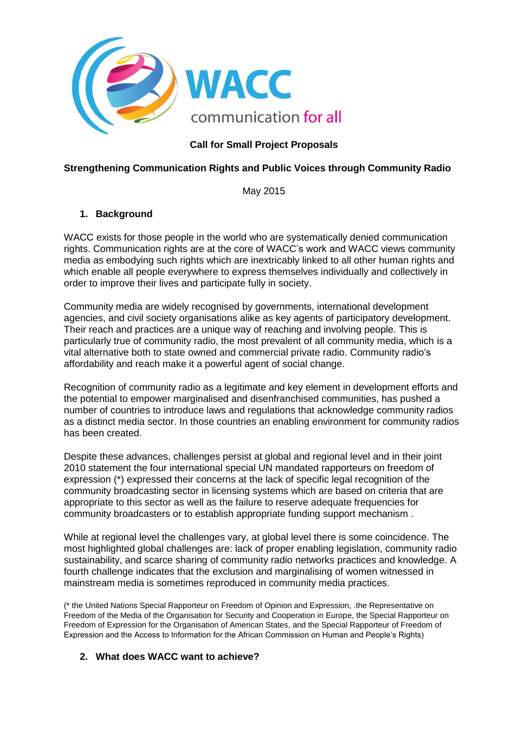WACC

communication for all

**Call for Small Project Proposals**

**Strengthening Communication Rights and Public Voices through Community Radio**

May 2015

## 1. Background

WACC exists for those people in the world who are systematically denied communication rights. Communication rights are at the core of WACC's work and WACC views community media as embodying such rights which are inextricably linked to all other human rights and which enable all people everywhere to express themselves individually and collectively in order to improve their lives and participate fully in society.

Community media are widely recognised by governments, international development agencies, and civil society organisations alike as key agents of participatory development. Their reach and practices are a unique way of reaching and involving people. This is particularly true of community radio, the most prevalent of all community media, which is a vital alternative both to state owned and commercial private radio. Community radio's affordability and reach make it a powerful agent of social change.

Recognition of community radio as a legitimate and key element in development efforts and the potential to empower marginalised and disenfranchised communities, has pushed a number of countries to introduce laws and regulations that acknowledge community radios as a distinct media sector. In those countries an enabling environment for community radios has been created.

Despite these advances, challenges persist at global and regional level and in their joint 2010 statement the four international special UN mandated rapporteurs on freedom of expression (*) expressed their concerns at the lack of specific legal recognition of the community broadcasting sector in licensing systems which are based on criteria that are appropriate to this sector as well as the failure to reserve adequate frequencies for community broadcasters or to establish appropriate funding support mechanism .

While at regional level the challenges vary, at global level there is some coincidence. The most highlighted global challenges are: lack of proper enabling legislation, community radio sustainability, and scarce sharing of community radio networks practices and knowledge. A fourth challenge indicates that the exclusion and marginalising of women witnessed in mainstream media is sometimes reproduced in community media practices.

(* the United Nations Special Rapporteur on Freedom of Opinion and Expression, .the Representative on Freedom of the Media of the Organisation for Security and Cooperation in Europe, the Special Rapporteur on Freedom of Expression for the Organisation of American States, and the Special Rapporteur of Freedom of Expression and the Access to Information for the African Commission on Human and People's Rights)

## 2. What does WACC want to achieve?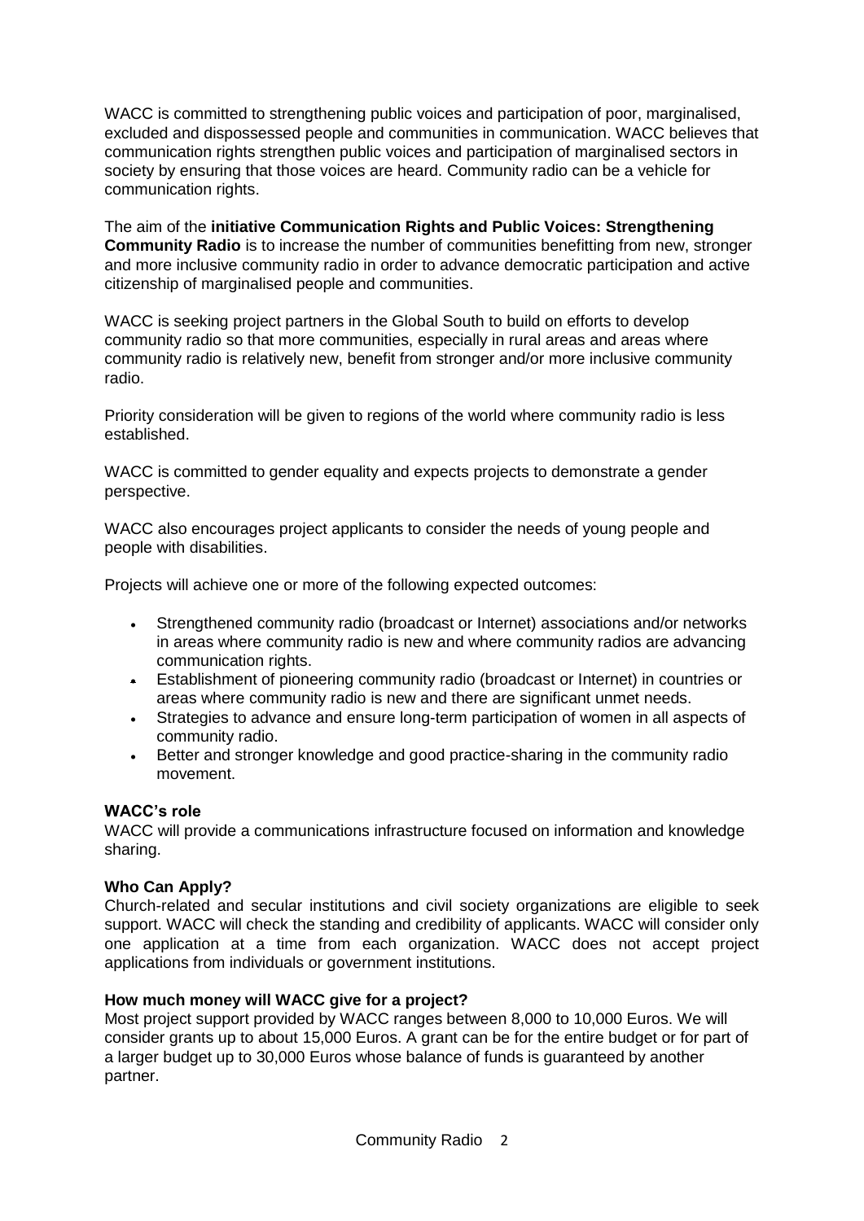WACC is committed to strengthening public voices and participation of poor, marginalised, excluded and dispossessed people and communities in communication. WACC believes that communication rights strengthen public voices and participation of marginalised sectors in society by ensuring that those voices are heard. Community radio can be a vehicle for communication rights.

The aim of the **initiative Communication Rights and Public Voices: Strengthening Community Radio** is to increase the number of communities benefitting from new, stronger and more inclusive community radio in order to advance democratic participation and active citizenship of marginalised people and communities.

WACC is seeking project partners in the Global South to build on efforts to develop community radio so that more communities, especially in rural areas and areas where community radio is relatively new, benefit from stronger and/or more inclusive community radio.

Priority consideration will be given to regions of the world where community radio is less established.

WACC is committed to gender equality and expects projects to demonstrate a gender perspective.

WACC also encourages project applicants to consider the needs of young people and people with disabilities.

Projects will achieve one or more of the following expected outcomes:

- Strengthened community radio (broadcast or Internet) associations and/or networks in areas where community radio is new and where community radios are advancing communication rights.
- Establishment of pioneering community radio (broadcast or Internet) in countries or areas where community radio is new and there are significant unmet needs.
- Strategies to advance and ensure long-term participation of women in all aspects of community radio.
- Better and stronger knowledge and good practice-sharing in the community radio movement.

**WACC's role**

WACC will provide a communications infrastructure focused on information and knowledge sharing.

**Who Can Apply?**

Church-related and secular institutions and civil society organizations are eligible to seek support. WACC will check the standing and credibility of applicants. WACC will consider only one application at a time from each organization. WACC does not accept project applications from individuals or government institutions.

**How much money will WACC give for a project?**

Most project support provided by WACC ranges between 8,000 to 10,000 Euros. We will consider grants up to about 15,000 Euros. A grant can be for the entire budget or for part of a larger budget up to 30,000 Euros whose balance of funds is guaranteed by another partner.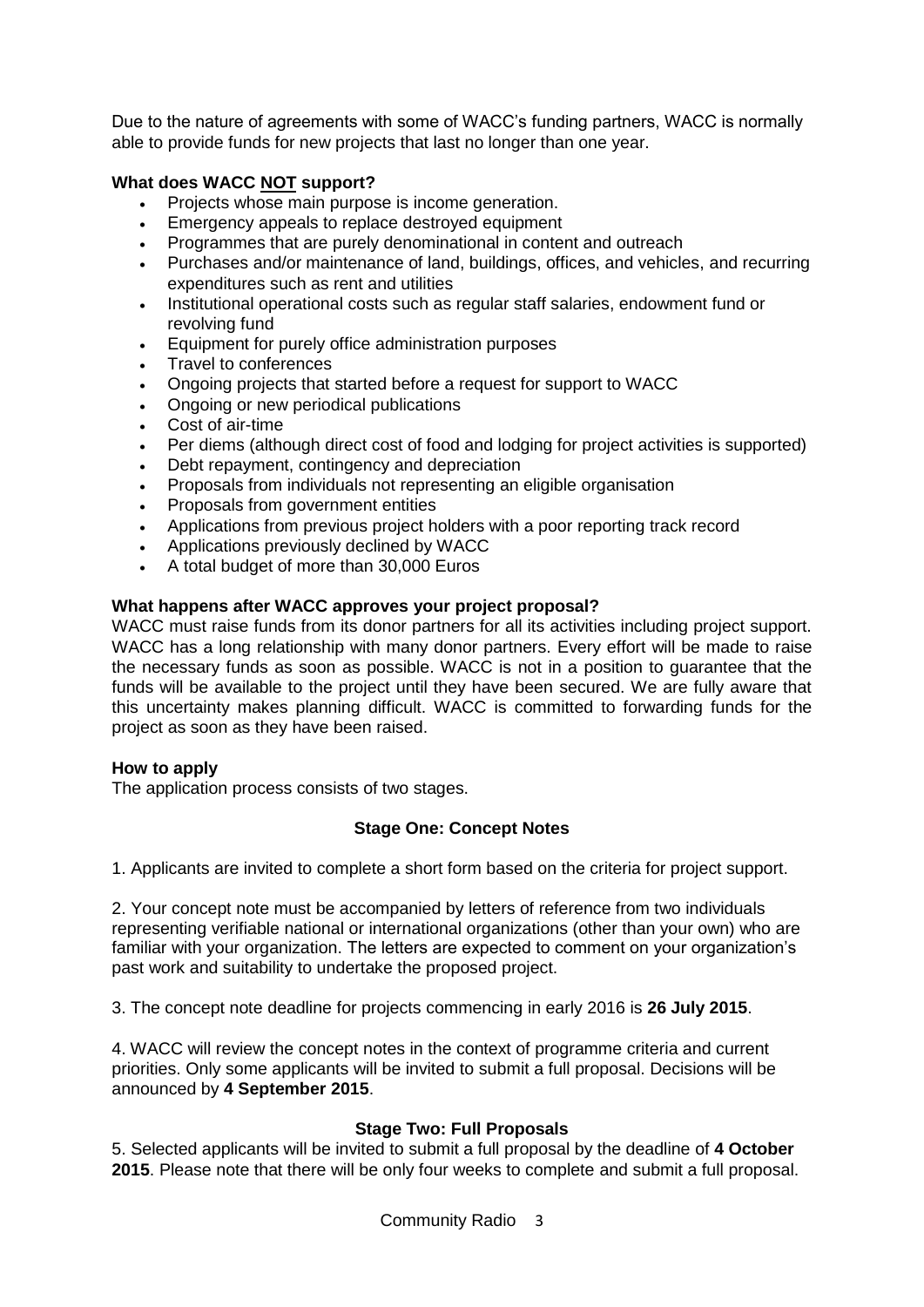Due to the nature of agreements with some of WACC's funding partners, WACC is normally able to provide funds for new projects that last no longer than one year.

**What does WACC NOT support?**

- Projects whose main purpose is income generation.
- Emergency appeals to replace destroyed equipment
- Programmes that are purely denominational in content and outreach
- Purchases and/or maintenance of land, buildings, offices, and vehicles, and recurring expenditures such as rent and utilities
- Institutional operational costs such as regular staff salaries, endowment fund or revolving fund
- Equipment for purely office administration purposes
- Travel to conferences
- Ongoing projects that started before a request for support to WACC
- Ongoing or new periodical publications
- Cost of air-time
- Per diems (although direct cost of food and lodging for project activities is supported)
- Debt repayment, contingency and depreciation
- Proposals from individuals not representing an eligible organisation
- Proposals from government entities
- Applications from previous project holders with a poor reporting track record
- Applications previously declined by WACC
- A total budget of more than 30,000 Euros

**What happens after WACC approves your project proposal?**

WACC must raise funds from its donor partners for all its activities including project support. WACC has a long relationship with many donor partners. Every effort will be made to raise the necessary funds as soon as possible. WACC is not in a position to guarantee that the funds will be available to the project until they have been secured. We are fully aware that this uncertainty makes planning difficult. WACC is committed to forwarding funds for the project as soon as they have been raised.

**How to apply**

The application process consists of two stages.

**Stage One: Concept Notes**

1. Applicants are invited to complete a short form based on the criteria for project support.

2. Your concept note must be accompanied by letters of reference from two individuals representing verifiable national or international organizations (other than your own) who are familiar with your organization. The letters are expected to comment on your organization's past work and suitability to undertake the proposed project.

3. The concept note deadline for projects commencing in early 2016 is **26 July 2015**.

4. WACC will review the concept notes in the context of programme criteria and current priorities. Only some applicants will be invited to submit a full proposal. Decisions will be announced by **4 September 2015**.

**Stage Two: Full Proposals**

5. Selected applicants will be invited to submit a full proposal by the deadline of **4 October 2015**. Please note that there will be only four weeks to complete and submit a full proposal.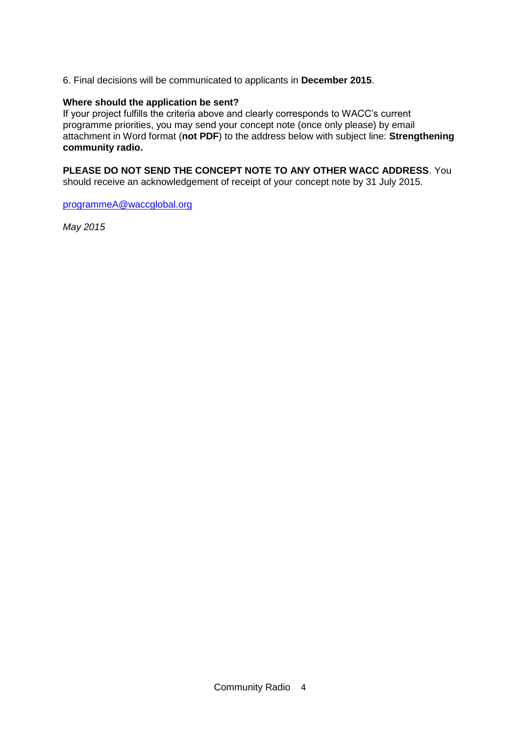6. Final decisions will be communicated to applicants in **December 2015**.

**Where should the application be sent?**
If your project fulfills the criteria above and clearly corresponds to WACC's current programme priorities, you may send your concept note (once only please) by email attachment in Word format (**not PDF**) to the address below with subject line: **Strengthening community radio.**

**PLEASE DO NOT SEND THE CONCEPT NOTE TO ANY OTHER WACC ADDRESS**. You should receive an acknowledgement of receipt of your concept note by 31 July 2015.

programmeA@waccglobal.org

*May 2015*